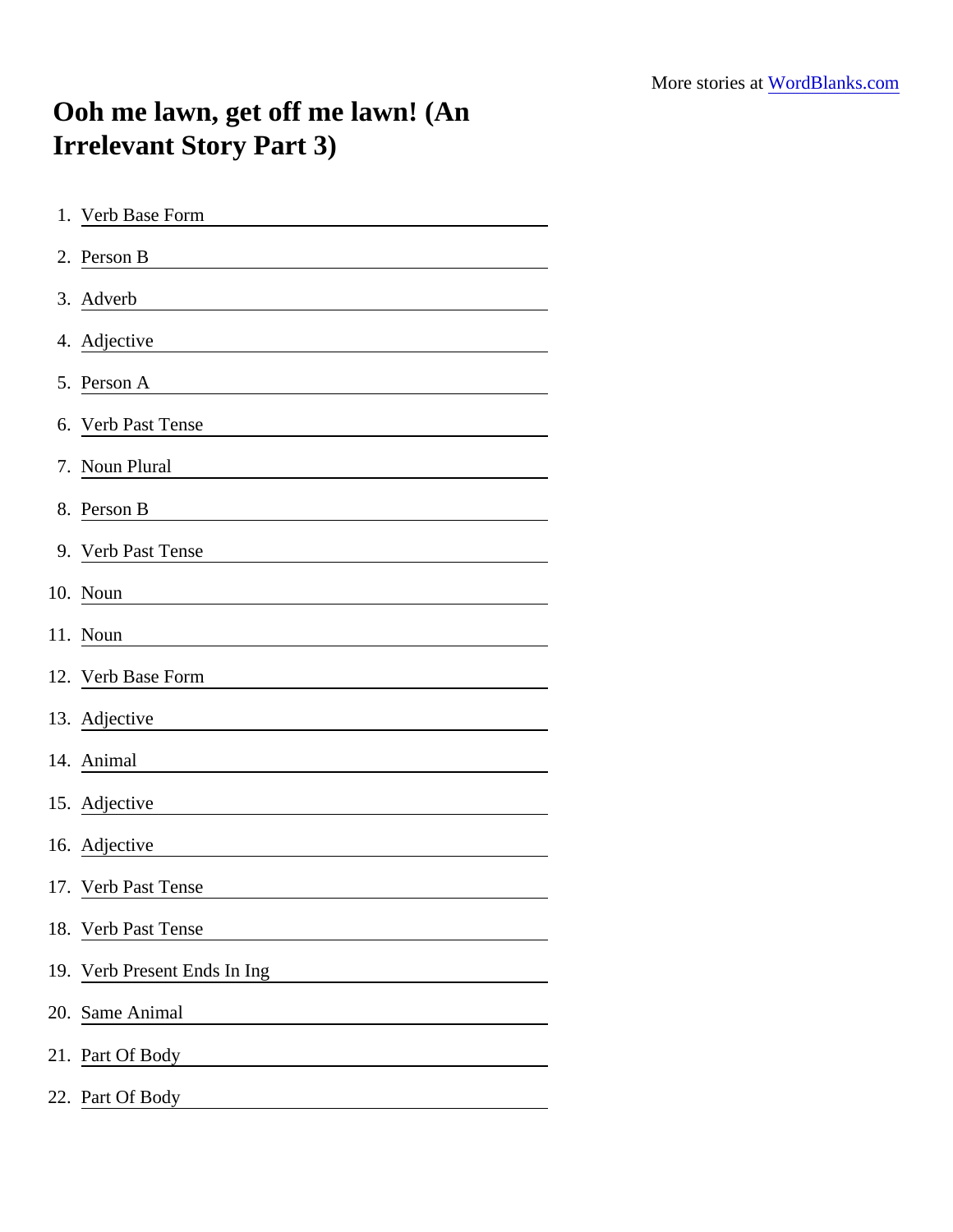More stories at [WordBlanks.com](https://www.wordblanks.com)

# Ooh me lawn, get off me lawn! (An Irrelevant Story Part 3)

1. Verb Base Form ____________________
2. Person B ____________________
3. Adverb ____________________
4. Adjective ____________________
5. Person A ____________________
6. Verb Past Tense ____________________
7. Noun Plural ____________________
8. Person B ____________________
9. Verb Past Tense ____________________
10. Noun ____________________
11. Noun ____________________
12. Verb Base Form ____________________
13. Adjective ____________________
14. Animal ____________________
15. Adjective ____________________
16. Adjective ____________________
17. Verb Past Tense ____________________
18. Verb Past Tense ____________________
19. Verb Present Ends In Ing ____________________
20. Same Animal ____________________
21. Part Of Body ____________________
22. Part Of Body ____________________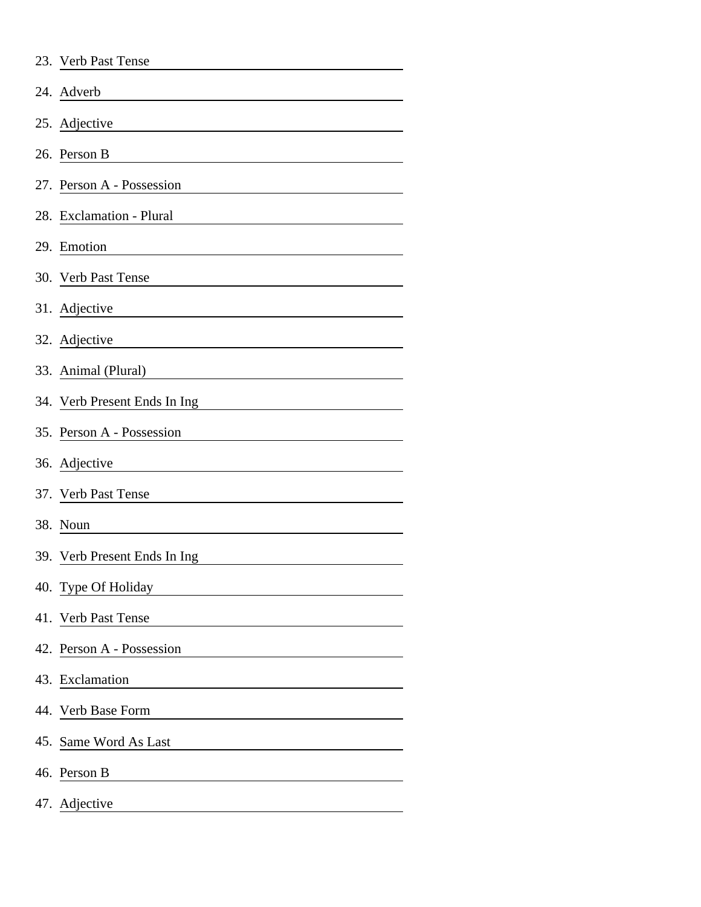23. Verb Past Tense \_\_\_\_\_\_\_\_\_\_\_\_\_\_\_\_\_\_\_\_\_\_\_\_\_\_\_\_
24. Adverb \_\_\_\_\_\_\_\_\_\_\_\_\_\_\_\_\_\_\_\_\_\_\_\_\_\_\_\_
25. Adjective \_\_\_\_\_\_\_\_\_\_\_\_\_\_\_\_\_\_\_\_\_\_\_\_\_\_\_\_
26. Person B \_\_\_\_\_\_\_\_\_\_\_\_\_\_\_\_\_\_\_\_\_\_\_\_\_\_\_\_
27. Person A - Possession \_\_\_\_\_\_\_\_\_\_\_\_\_\_\_\_\_\_\_\_\_\_\_\_\_\_\_\_
28. Exclamation - Plural \_\_\_\_\_\_\_\_\_\_\_\_\_\_\_\_\_\_\_\_\_\_\_\_\_\_\_\_
29. Emotion \_\_\_\_\_\_\_\_\_\_\_\_\_\_\_\_\_\_\_\_\_\_\_\_\_\_\_\_
30. Verb Past Tense \_\_\_\_\_\_\_\_\_\_\_\_\_\_\_\_\_\_\_\_\_\_\_\_\_\_\_\_
31. Adjective \_\_\_\_\_\_\_\_\_\_\_\_\_\_\_\_\_\_\_\_\_\_\_\_\_\_\_\_
32. Adjective \_\_\_\_\_\_\_\_\_\_\_\_\_\_\_\_\_\_\_\_\_\_\_\_\_\_\_\_
33. Animal (Plural) \_\_\_\_\_\_\_\_\_\_\_\_\_\_\_\_\_\_\_\_\_\_\_\_\_\_\_\_
34. Verb Present Ends In Ing \_\_\_\_\_\_\_\_\_\_\_\_\_\_\_\_\_\_\_\_\_\_\_\_\_\_\_\_
35. Person A - Possession \_\_\_\_\_\_\_\_\_\_\_\_\_\_\_\_\_\_\_\_\_\_\_\_\_\_\_\_
36. Adjective \_\_\_\_\_\_\_\_\_\_\_\_\_\_\_\_\_\_\_\_\_\_\_\_\_\_\_\_
37. Verb Past Tense \_\_\_\_\_\_\_\_\_\_\_\_\_\_\_\_\_\_\_\_\_\_\_\_\_\_\_\_
38. Noun \_\_\_\_\_\_\_\_\_\_\_\_\_\_\_\_\_\_\_\_\_\_\_\_\_\_\_\_
39. Verb Present Ends In Ing \_\_\_\_\_\_\_\_\_\_\_\_\_\_\_\_\_\_\_\_\_\_\_\_\_\_\_\_
40. Type Of Holiday \_\_\_\_\_\_\_\_\_\_\_\_\_\_\_\_\_\_\_\_\_\_\_\_\_\_\_\_
41. Verb Past Tense \_\_\_\_\_\_\_\_\_\_\_\_\_\_\_\_\_\_\_\_\_\_\_\_\_\_\_\_
42. Person A - Possession \_\_\_\_\_\_\_\_\_\_\_\_\_\_\_\_\_\_\_\_\_\_\_\_\_\_\_\_
43. Exclamation \_\_\_\_\_\_\_\_\_\_\_\_\_\_\_\_\_\_\_\_\_\_\_\_\_\_\_\_
44. Verb Base Form \_\_\_\_\_\_\_\_\_\_\_\_\_\_\_\_\_\_\_\_\_\_\_\_\_\_\_\_
45. Same Word As Last \_\_\_\_\_\_\_\_\_\_\_\_\_\_\_\_\_\_\_\_\_\_\_\_\_\_\_\_
46. Person B \_\_\_\_\_\_\_\_\_\_\_\_\_\_\_\_\_\_\_\_\_\_\_\_\_\_\_\_
47. Adjective \_\_\_\_\_\_\_\_\_\_\_\_\_\_\_\_\_\_\_\_\_\_\_\_\_\_\_\_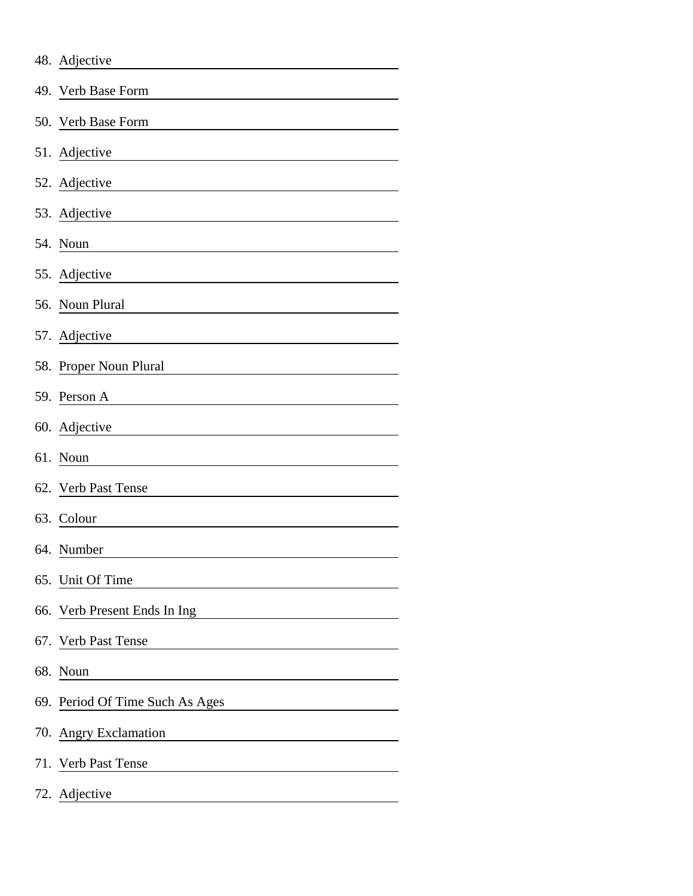48. Adjective ______________________________

49. Verb Base Form ______________________________

50. Verb Base Form ______________________________

51. Adjective ______________________________

52. Adjective ______________________________

53. Adjective ______________________________

54. Noun ______________________________

55. Adjective ______________________________

56. Noun Plural ______________________________

57. Adjective ______________________________

58. Proper Noun Plural ______________________________

59. Person A ______________________________

60. Adjective ______________________________

61. Noun ______________________________

62. Verb Past Tense ______________________________

63. Colour ______________________________

64. Number ______________________________

65. Unit Of Time ______________________________

66. Verb Present Ends In Ing ______________________________

67. Verb Past Tense ______________________________

68. Noun ______________________________

69. Period Of Time Such As Ages ______________________________

70. Angry Exclamation ______________________________

71. Verb Past Tense ______________________________

72. Adjective ______________________________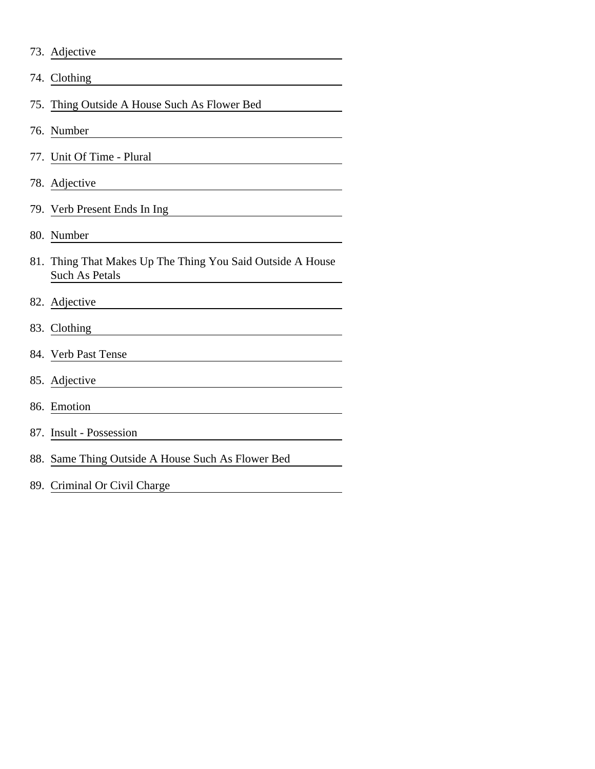73. Adjective ____________________

74. Clothing ____________________

75. Thing Outside A House Such As Flower Bed ____________________

76. Number ____________________

77. Unit Of Time - Plural ____________________

78. Adjective ____________________

79. Verb Present Ends In Ing ____________________

80. Number ____________________

81. Thing That Makes Up The Thing You Said Outside A House Such As Petals ____________________

82. Adjective ____________________

83. Clothing ____________________

84. Verb Past Tense ____________________

85. Adjective ____________________

86. Emotion ____________________

87. Insult - Possession ____________________

88. Same Thing Outside A House Such As Flower Bed ____________________

89. Criminal Or Civil Charge ____________________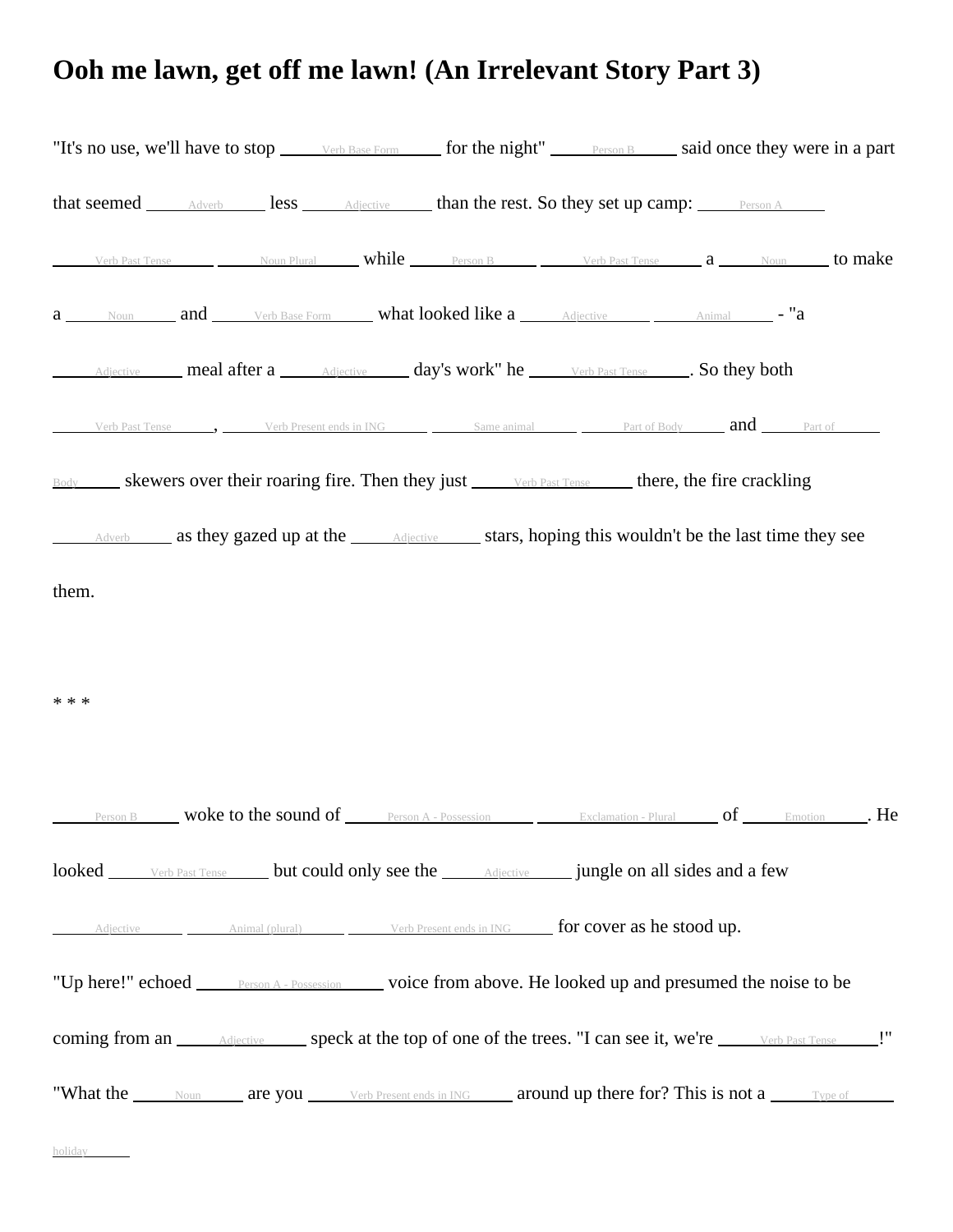# Ooh me lawn, get off me lawn! (An Irrelevant Story Part 3)

"It's no use, we'll have to stop ____Verb Base Form____ for the night" ____Person B____ said once they were in a part that seemed ____Adverb____ less ____Adjective____ than the rest. So they set up camp: ____Person A____ ____Verb Past Tense____ ____Noun Plural____ while ____Person B____ ____Verb Past Tense____ a ____Noun____ to make a ____Noun____ and ____Verb Base Form____ what looked like a ____Adjective____ ____Animal____ - "a ____Adjective____ meal after a ____Adjective____ day's work" he ____Verb Past Tense____. So they both ____Verb Past Tense____, ____Verb Present ends in ING____ ____Same animal____ ____Part of Body____ and ____Part of Body____ skewers over their roaring fire. Then they just ____Verb Past Tense____ there, the fire crackling ____Adverb____ as they gazed up at the ____Adjective____ stars, hoping this wouldn't be the last time they see them.

* * *

____Person B____ woke to the sound of ____Person A - Possession____ ____Exclamation - Plural____ of ____Emotion____. He looked ____Verb Past Tense____ but could only see the ____Adjective____ jungle on all sides and a few ____Adjective____ ____Animal (plural)____ ____Verb Present ends in ING____ for cover as he stood up.

"Up here!" echoed ____Person A - Possession____ voice from above. He looked up and presumed the noise to be coming from an ____Adjective____ speck at the top of one of the trees. "I can see it, we're ____Verb Past Tense____!"

"What the ____Noun____ are you ____Verb Present ends in ING____ around up there for? This is not a ____Type of holiday____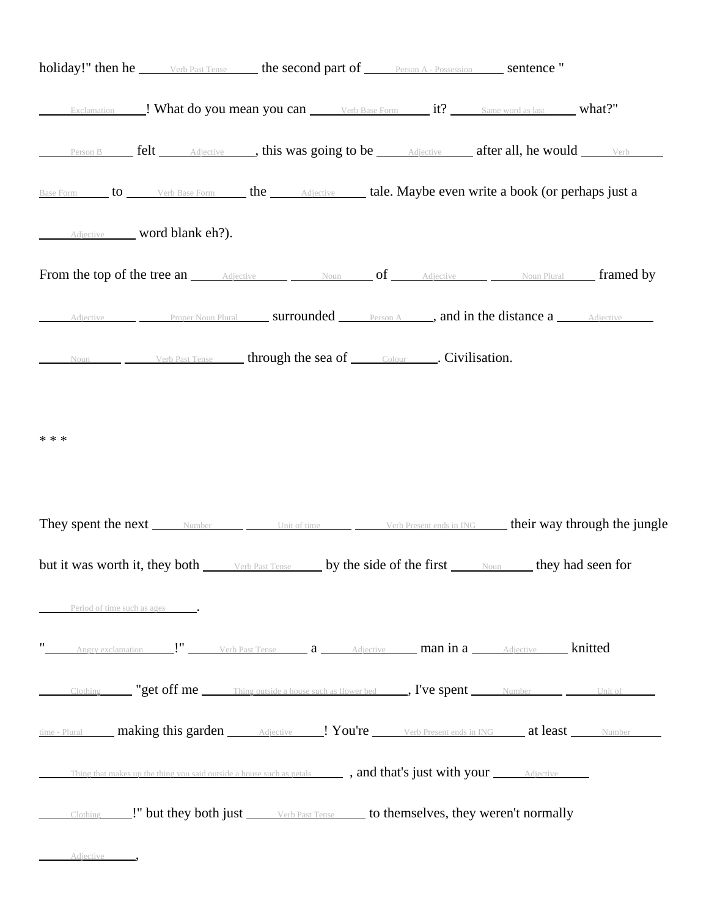holiday!" then he ______Verb Past Tense______ the second part of ______Person A - Possession______ sentence "

______Exclamation______! What do you mean you can ______Verb Base Form______ it? ______Same word as last______ what?"

______Person B______ felt ______Adjective______, this was going to be ______Adjective______ after all, he would ______Verb Base Form______ to ______Verb Base Form______ the ______Adjective______ tale. Maybe even write a book (or perhaps just a ______Adjective______ word blank eh?).

From the top of the tree an ______Adjective______ ______Noun______ of ______Adjective______ ______Noun Plural______ framed by ______Adjective______ ______Proper Noun Plural______ surrounded ______Person A______, and in the distance a ______Adjective______ ______Noun______ ______Verb Past Tense______ through the sea of ______Colour______. Civilisation.

* * *

They spent the next ______Number______ ______Unit of time______ ______Verb Present ends in ING______ their way through the jungle but it was worth it, they both ______Verb Past Tense______ by the side of the first ______Noun______ they had seen for ______Period of time such as ages______.

"______Angry exclamation______!" ______Verb Past Tense______ a ______Adjective______ man in a ______Adjective______ knitted ______Clothing______ "get off me ______Thing outside a house such as flower bed______, I've spent ______Number______ ______Unit of time - Plural______ making this garden ______Adjective______! You're ______Verb Present ends in ING______ at least ______Number______ ______Thing that makes up the thing you said outside a house such as petals______ , and that's just with your ______Adjective______ ______Clothing______!" but they both just ______Verb Past Tense______ to themselves, they weren't normally ______Adjective______,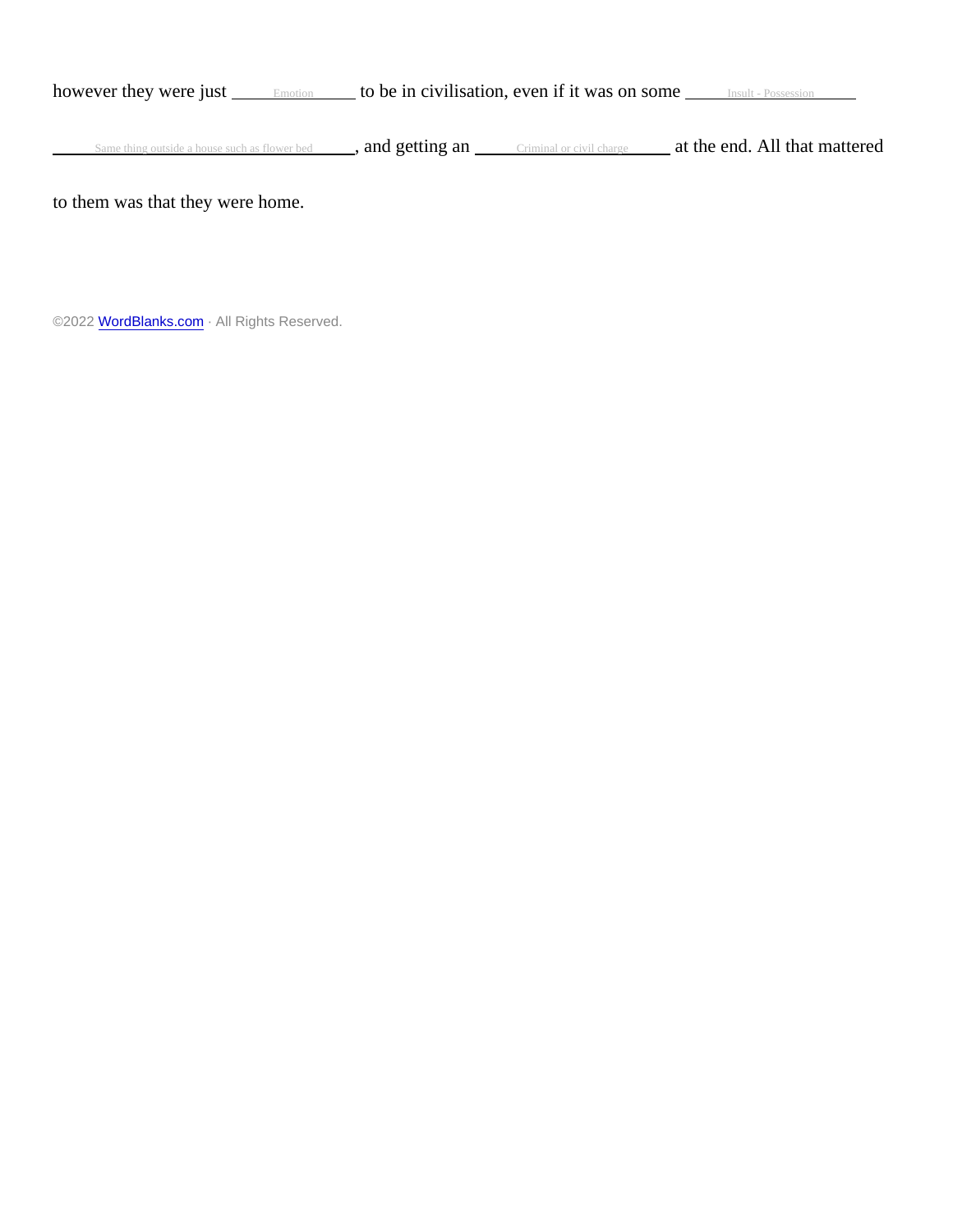however they were just ______Emotion______ to be in civilisation, even if it was on some ______Insult - Possession______ ______Same thing outside a house such as flower bed______, and getting an ______Criminal or civil charge______ at the end. All that mattered to them was that they were home.

©2022 WordBlanks.com · All Rights Reserved.